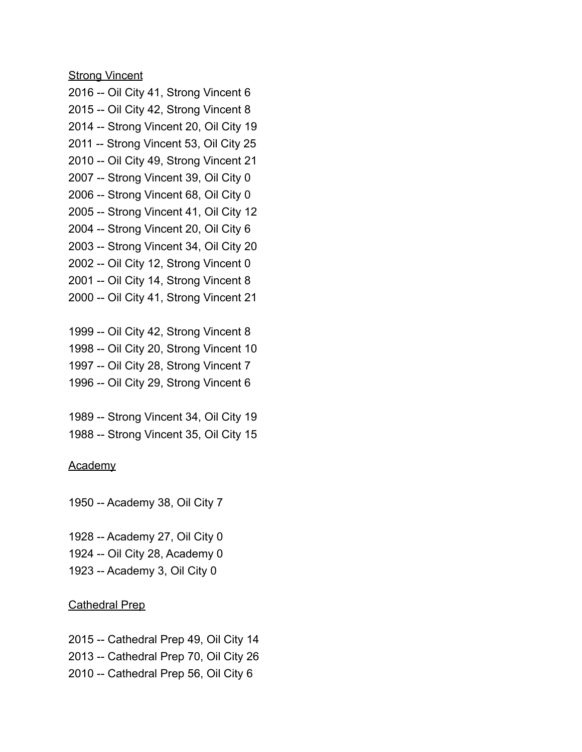<u>Strong Vincent</u>

2016 -- Oil City 41, Strong Vincent 6
2015 -- Oil City 42, Strong Vincent 8
2014 -- Strong Vincent 20, Oil City 19
2011 -- Strong Vincent 53, Oil City 25
2010 -- Oil City 49, Strong Vincent 21
2007 -- Strong Vincent 39, Oil City 0
2006 -- Strong Vincent 68, Oil City 0
2005 -- Strong Vincent 41, Oil City 12
2004 -- Strong Vincent 20, Oil City 6
2003 -- Strong Vincent 34, Oil City 20
2002 -- Oil City 12, Strong Vincent 0
2001 -- Oil City 14, Strong Vincent 8
2000 -- Oil City 41, Strong Vincent 21

1999 -- Oil City 42, Strong Vincent 8
1998 -- Oil City 20, Strong Vincent 10
1997 -- Oil City 28, Strong Vincent 7
1996 -- Oil City 29, Strong Vincent 6

1989 -- Strong Vincent 34, Oil City 19
1988 -- Strong Vincent 35, Oil City 15

<u>Academy</u>

1950 -- Academy 38, Oil City 7

1928 -- Academy 27, Oil City 0
1924 -- Oil City 28, Academy 0
1923 -- Academy 3, Oil City 0

<u>Cathedral Prep</u>

2015 -- Cathedral Prep 49, Oil City 14
2013 -- Cathedral Prep 70, Oil City 26
2010 -- Cathedral Prep 56, Oil City 6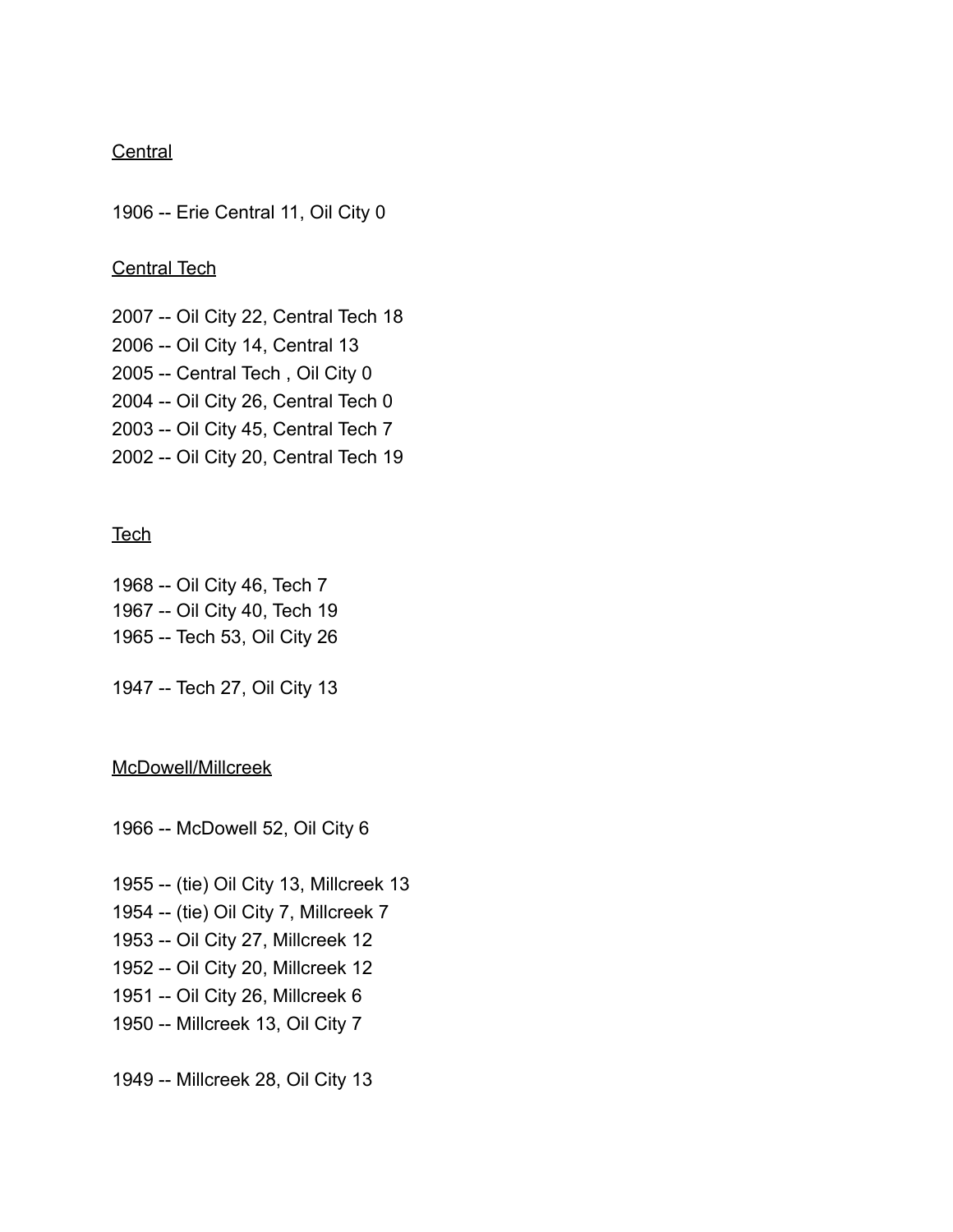<u>Central</u>

1906 -- Erie Central 11, Oil City 0

<u>Central Tech</u>

2007 -- Oil City 22, Central Tech 18
2006 -- Oil City 14, Central 13
2005 -- Central Tech , Oil City 0
2004 -- Oil City 26, Central Tech 0
2003 -- Oil City 45, Central Tech 7
2002 -- Oil City 20, Central Tech 19

<u>Tech</u>

1968 -- Oil City 46, Tech 7
1967 -- Oil City 40, Tech 19
1965 -- Tech 53, Oil City 26

1947 -- Tech 27, Oil City 13

<u>McDowell/Millcreek</u>

1966 -- McDowell 52, Oil City 6

1955 -- (tie) Oil City 13, Millcreek 13
1954 -- (tie) Oil City 7, Millcreek 7
1953 -- Oil City 27, Millcreek 12
1952 -- Oil City 20, Millcreek 12
1951 -- Oil City 26, Millcreek 6
1950 -- Millcreek 13, Oil City 7

1949 -- Millcreek 28, Oil City 13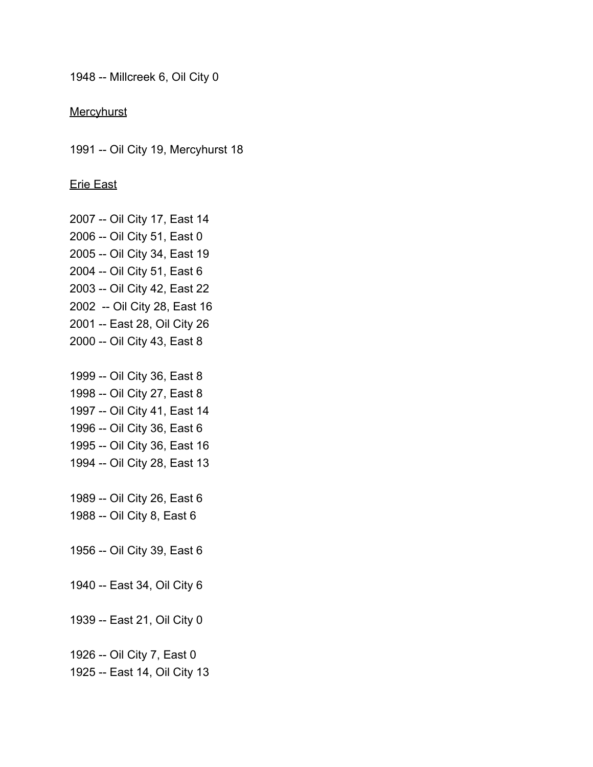1948 -- Millcreek 6, Oil City 0

<u>Mercyhurst</u>

1991 -- Oil City 19, Mercyhurst 18

<u>Erie East</u>

2007 -- Oil City 17, East 14
2006 -- Oil City 51, East 0
2005 -- Oil City 34, East 19
2004 -- Oil City 51, East 6
2003 -- Oil City 42, East 22
2002 -- Oil City 28, East 16
2001 -- East 28, Oil City 26
2000 -- Oil City 43, East 8

1999 -- Oil City 36, East 8
1998 -- Oil City 27, East 8
1997 -- Oil City 41, East 14
1996 -- Oil City 36, East 6
1995 -- Oil City 36, East 16
1994 -- Oil City 28, East 13

1989 -- Oil City 26, East 6
1988 -- Oil City 8, East 6

1956 -- Oil City 39, East 6

1940 -- East 34, Oil City 6

1939 -- East 21, Oil City 0

1926 -- Oil City 7, East 0
1925 -- East 14, Oil City 13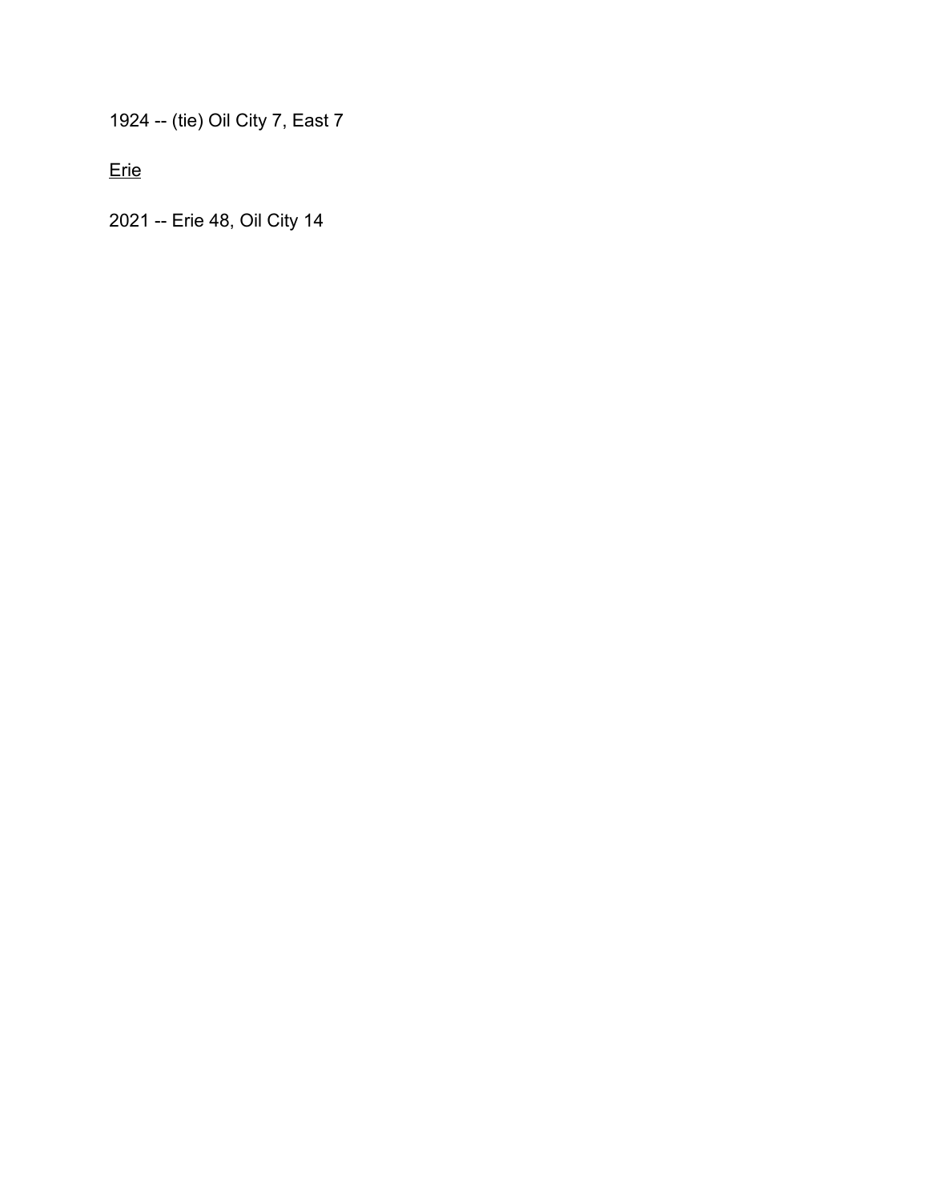1924 -- (tie) Oil City 7, East 7

<u>Erie</u>

2021 -- Erie 48, Oil City 14